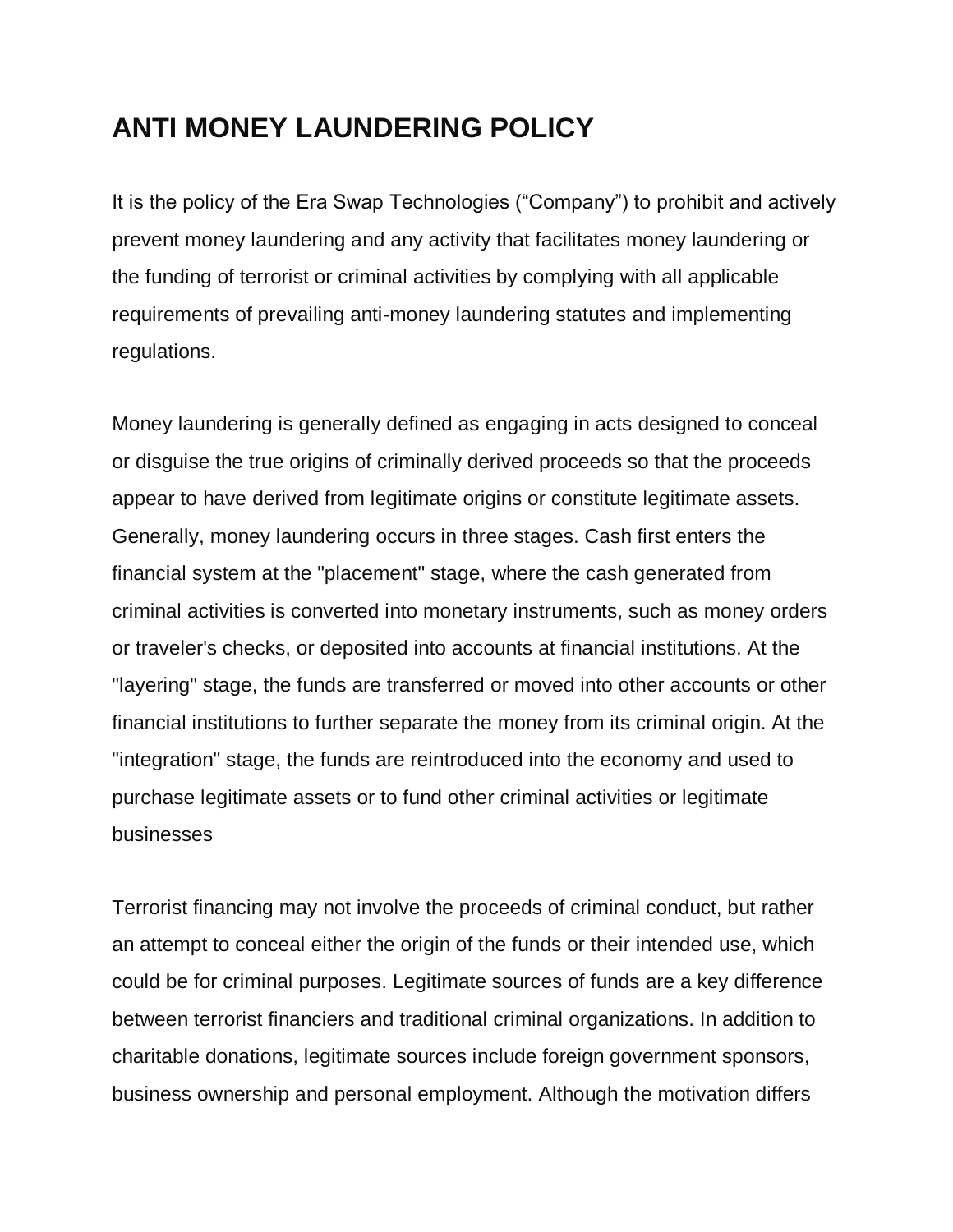# ANTI MONEY LAUNDERING POLICY

It is the policy of the Era Swap Technologies (“Company”) to prohibit and actively prevent money laundering and any activity that facilitates money laundering or the funding of terrorist or criminal activities by complying with all applicable requirements of prevailing anti-money laundering statutes and implementing regulations.

Money laundering is generally defined as engaging in acts designed to conceal or disguise the true origins of criminally derived proceeds so that the proceeds appear to have derived from legitimate origins or constitute legitimate assets. Generally, money laundering occurs in three stages. Cash first enters the financial system at the "placement" stage, where the cash generated from criminal activities is converted into monetary instruments, such as money orders or traveler's checks, or deposited into accounts at financial institutions. At the "layering" stage, the funds are transferred or moved into other accounts or other financial institutions to further separate the money from its criminal origin. At the "integration" stage, the funds are reintroduced into the economy and used to purchase legitimate assets or to fund other criminal activities or legitimate businesses

Terrorist financing may not involve the proceeds of criminal conduct, but rather an attempt to conceal either the origin of the funds or their intended use, which could be for criminal purposes. Legitimate sources of funds are a key difference between terrorist financiers and traditional criminal organizations. In addition to charitable donations, legitimate sources include foreign government sponsors, business ownership and personal employment. Although the motivation differs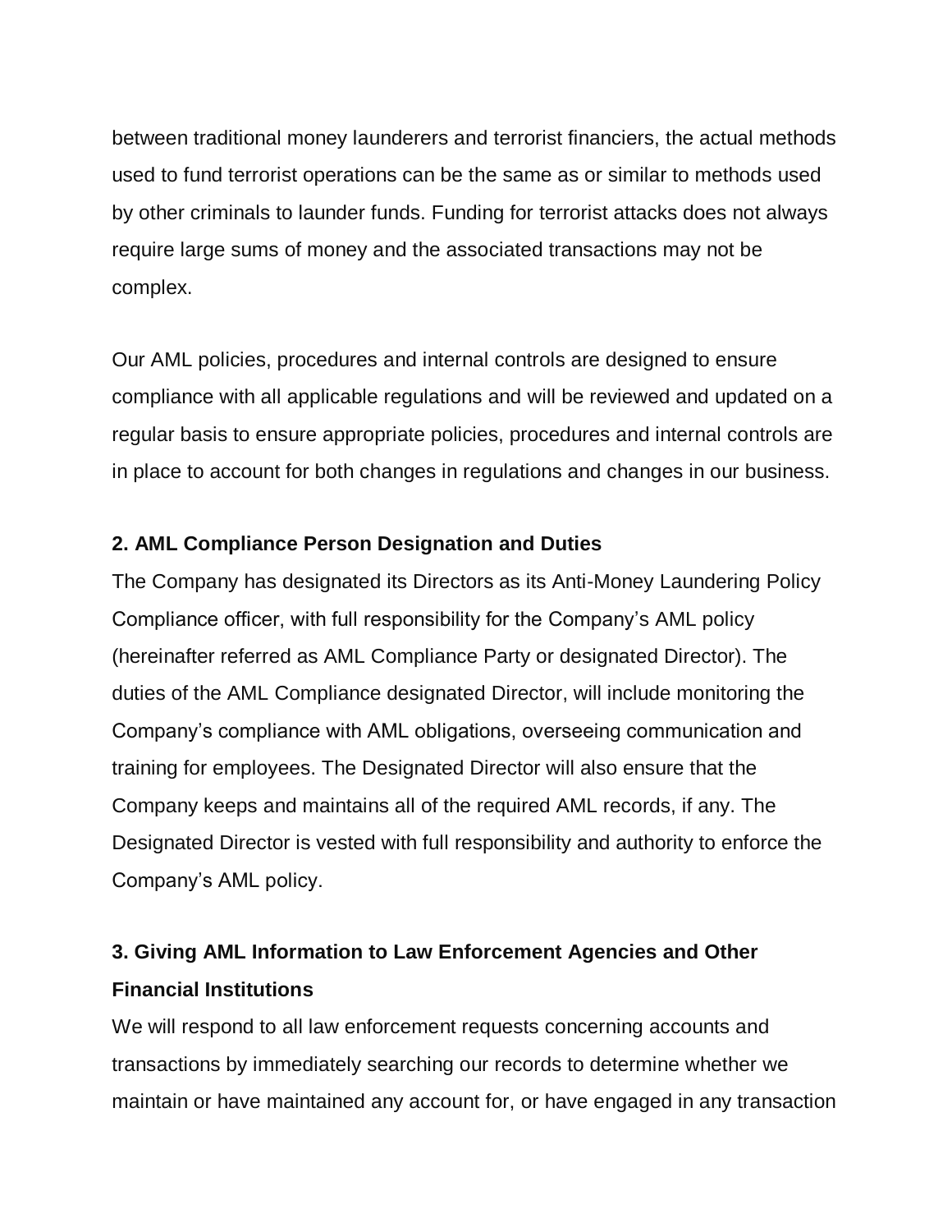between traditional money launderers and terrorist financiers, the actual methods used to fund terrorist operations can be the same as or similar to methods used by other criminals to launder funds. Funding for terrorist attacks does not always require large sums of money and the associated transactions may not be complex.

Our AML policies, procedures and internal controls are designed to ensure compliance with all applicable regulations and will be reviewed and updated on a regular basis to ensure appropriate policies, procedures and internal controls are in place to account for both changes in regulations and changes in our business.

**2. AML Compliance Person Designation and Duties**

The Company has designated its Directors as its Anti-Money Laundering Policy Compliance officer, with full responsibility for the Company's AML policy (hereinafter referred as AML Compliance Party or designated Director). The duties of the AML Compliance designated Director, will include monitoring the Company's compliance with AML obligations, overseeing communication and training for employees. The Designated Director will also ensure that the Company keeps and maintains all of the required AML records, if any. The Designated Director is vested with full responsibility and authority to enforce the Company's AML policy.

**3. Giving AML Information to Law Enforcement Agencies and Other Financial Institutions**

We will respond to all law enforcement requests concerning accounts and transactions by immediately searching our records to determine whether we maintain or have maintained any account for, or have engaged in any transaction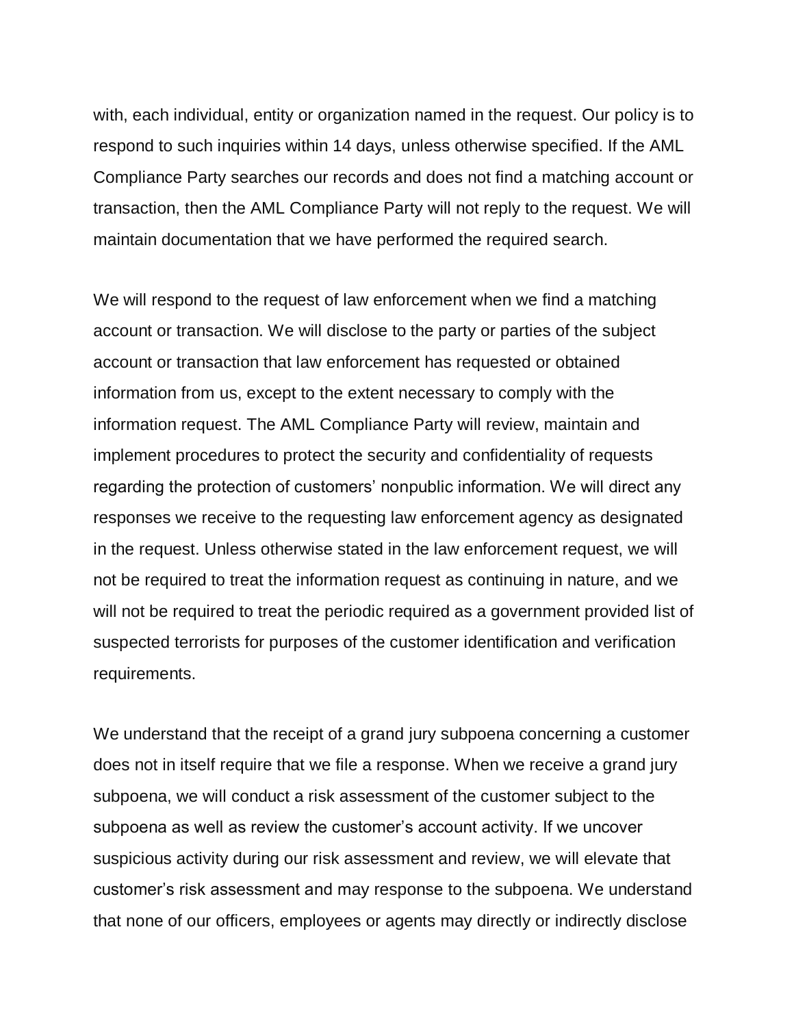with, each individual, entity or organization named in the request. Our policy is to respond to such inquiries within 14 days, unless otherwise specified. If the AML Compliance Party searches our records and does not find a matching account or transaction, then the AML Compliance Party will not reply to the request. We will maintain documentation that we have performed the required search.

We will respond to the request of law enforcement when we find a matching account or transaction. We will disclose to the party or parties of the subject account or transaction that law enforcement has requested or obtained information from us, except to the extent necessary to comply with the information request. The AML Compliance Party will review, maintain and implement procedures to protect the security and confidentiality of requests regarding the protection of customers' nonpublic information. We will direct any responses we receive to the requesting law enforcement agency as designated in the request. Unless otherwise stated in the law enforcement request, we will not be required to treat the information request as continuing in nature, and we will not be required to treat the periodic required as a government provided list of suspected terrorists for purposes of the customer identification and verification requirements.

We understand that the receipt of a grand jury subpoena concerning a customer does not in itself require that we file a response. When we receive a grand jury subpoena, we will conduct a risk assessment of the customer subject to the subpoena as well as review the customer's account activity. If we uncover suspicious activity during our risk assessment and review, we will elevate that customer's risk assessment and may response to the subpoena. We understand that none of our officers, employees or agents may directly or indirectly disclose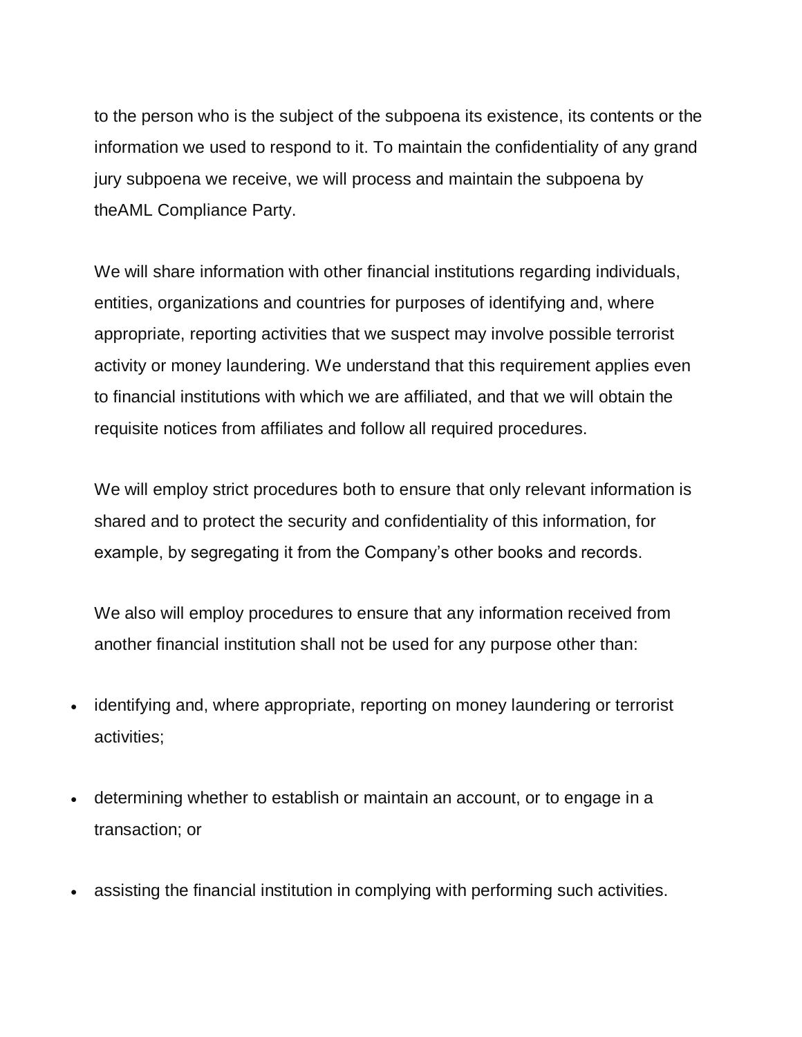to the person who is the subject of the subpoena its existence, its contents or the information we used to respond to it. To maintain the confidentiality of any grand jury subpoena we receive, we will process and maintain the subpoena by theAML Compliance Party.

We will share information with other financial institutions regarding individuals, entities, organizations and countries for purposes of identifying and, where appropriate, reporting activities that we suspect may involve possible terrorist activity or money laundering. We understand that this requirement applies even to financial institutions with which we are affiliated, and that we will obtain the requisite notices from affiliates and follow all required procedures.

We will employ strict procedures both to ensure that only relevant information is shared and to protect the security and confidentiality of this information, for example, by segregating it from the Company's other books and records.

We also will employ procedures to ensure that any information received from another financial institution shall not be used for any purpose other than:

- identifying and, where appropriate, reporting on money laundering or terrorist activities;
- determining whether to establish or maintain an account, or to engage in a transaction; or
- assisting the financial institution in complying with performing such activities.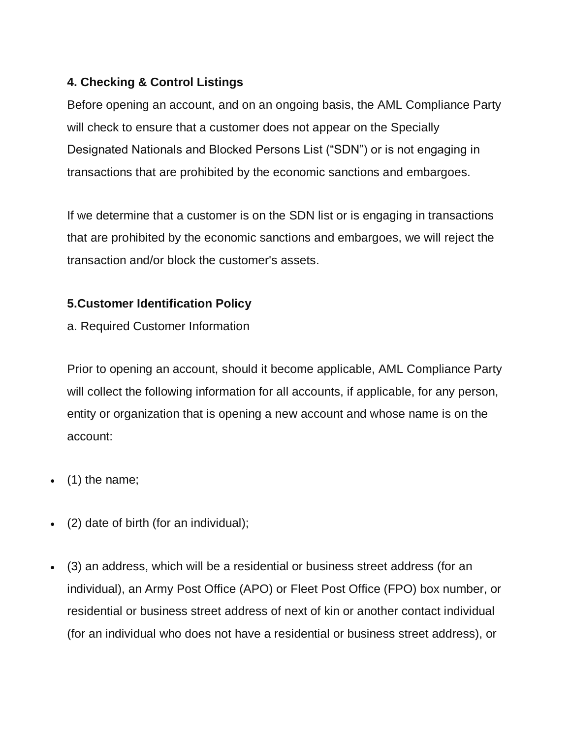**4. Checking & Control Listings**

Before opening an account, and on an ongoing basis, the AML Compliance Party will check to ensure that a customer does not appear on the Specially Designated Nationals and Blocked Persons List (“SDN”) or is not engaging in transactions that are prohibited by the economic sanctions and embargoes.

If we determine that a customer is on the SDN list or is engaging in transactions that are prohibited by the economic sanctions and embargoes, we will reject the transaction and/or block the customer's assets.

**5.Customer Identification Policy**

a. Required Customer Information

Prior to opening an account, should it become applicable, AML Compliance Party will collect the following information for all accounts, if applicable, for any person, entity or organization that is opening a new account and whose name is on the account:

- (1) the name;
- (2) date of birth (for an individual);
- (3) an address, which will be a residential or business street address (for an individual), an Army Post Office (APO) or Fleet Post Office (FPO) box number, or residential or business street address of next of kin or another contact individual (for an individual who does not have a residential or business street address), or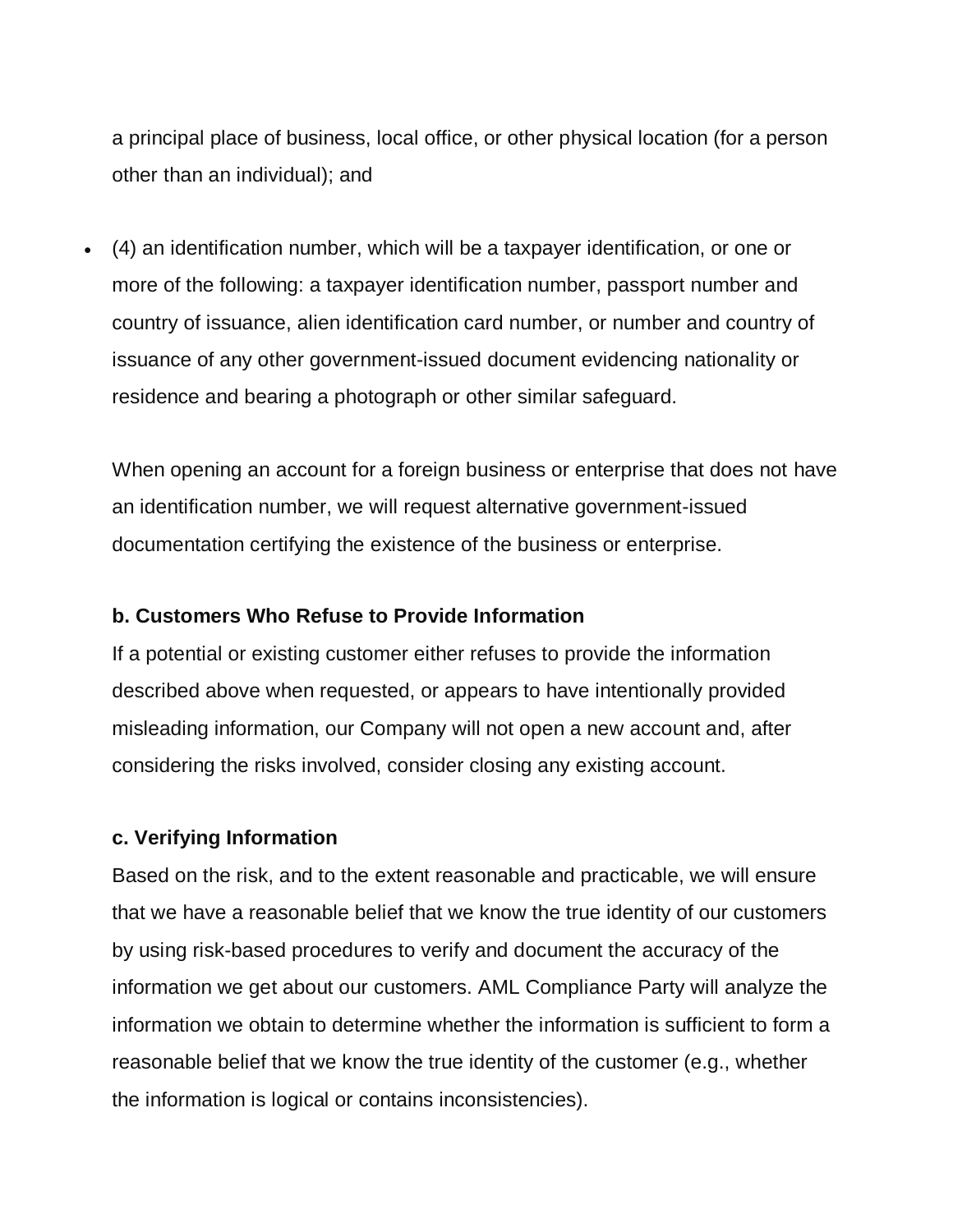a principal place of business, local office, or other physical location (for a person other than an individual); and

- (4) an identification number, which will be a taxpayer identification, or one or more of the following: a taxpayer identification number, passport number and country of issuance, alien identification card number, or number and country of issuance of any other government-issued document evidencing nationality or residence and bearing a photograph or other similar safeguard.

  When opening an account for a foreign business or enterprise that does not have an identification number, we will request alternative government-issued documentation certifying the existence of the business or enterprise.

**b. Customers Who Refuse to Provide Information**

If a potential or existing customer either refuses to provide the information described above when requested, or appears to have intentionally provided misleading information, our Company will not open a new account and, after considering the risks involved, consider closing any existing account.

**c. Verifying Information**

Based on the risk, and to the extent reasonable and practicable, we will ensure that we have a reasonable belief that we know the true identity of our customers by using risk-based procedures to verify and document the accuracy of the information we get about our customers. AML Compliance Party will analyze the information we obtain to determine whether the information is sufficient to form a reasonable belief that we know the true identity of the customer (e.g., whether the information is logical or contains inconsistencies).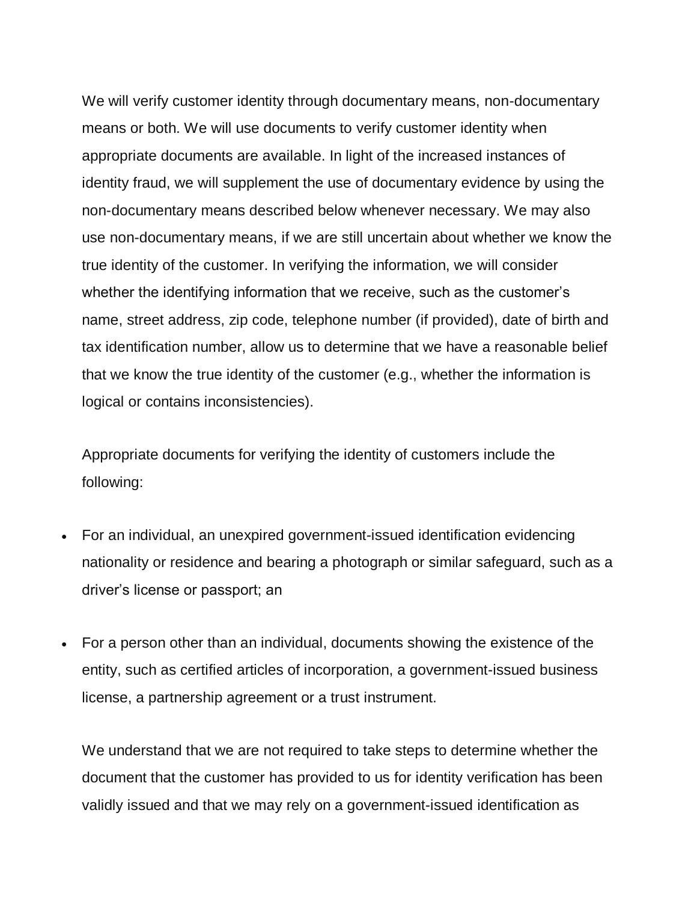We will verify customer identity through documentary means, non-documentary means or both. We will use documents to verify customer identity when appropriate documents are available. In light of the increased instances of identity fraud, we will supplement the use of documentary evidence by using the non-documentary means described below whenever necessary. We may also use non-documentary means, if we are still uncertain about whether we know the true identity of the customer. In verifying the information, we will consider whether the identifying information that we receive, such as the customer's name, street address, zip code, telephone number (if provided), date of birth and tax identification number, allow us to determine that we have a reasonable belief that we know the true identity of the customer (e.g., whether the information is logical or contains inconsistencies).

Appropriate documents for verifying the identity of customers include the following:

- For an individual, an unexpired government-issued identification evidencing nationality or residence and bearing a photograph or similar safeguard, such as a driver's license or passport; an
- For a person other than an individual, documents showing the existence of the entity, such as certified articles of incorporation, a government-issued business license, a partnership agreement or a trust instrument.

We understand that we are not required to take steps to determine whether the document that the customer has provided to us for identity verification has been validly issued and that we may rely on a government-issued identification as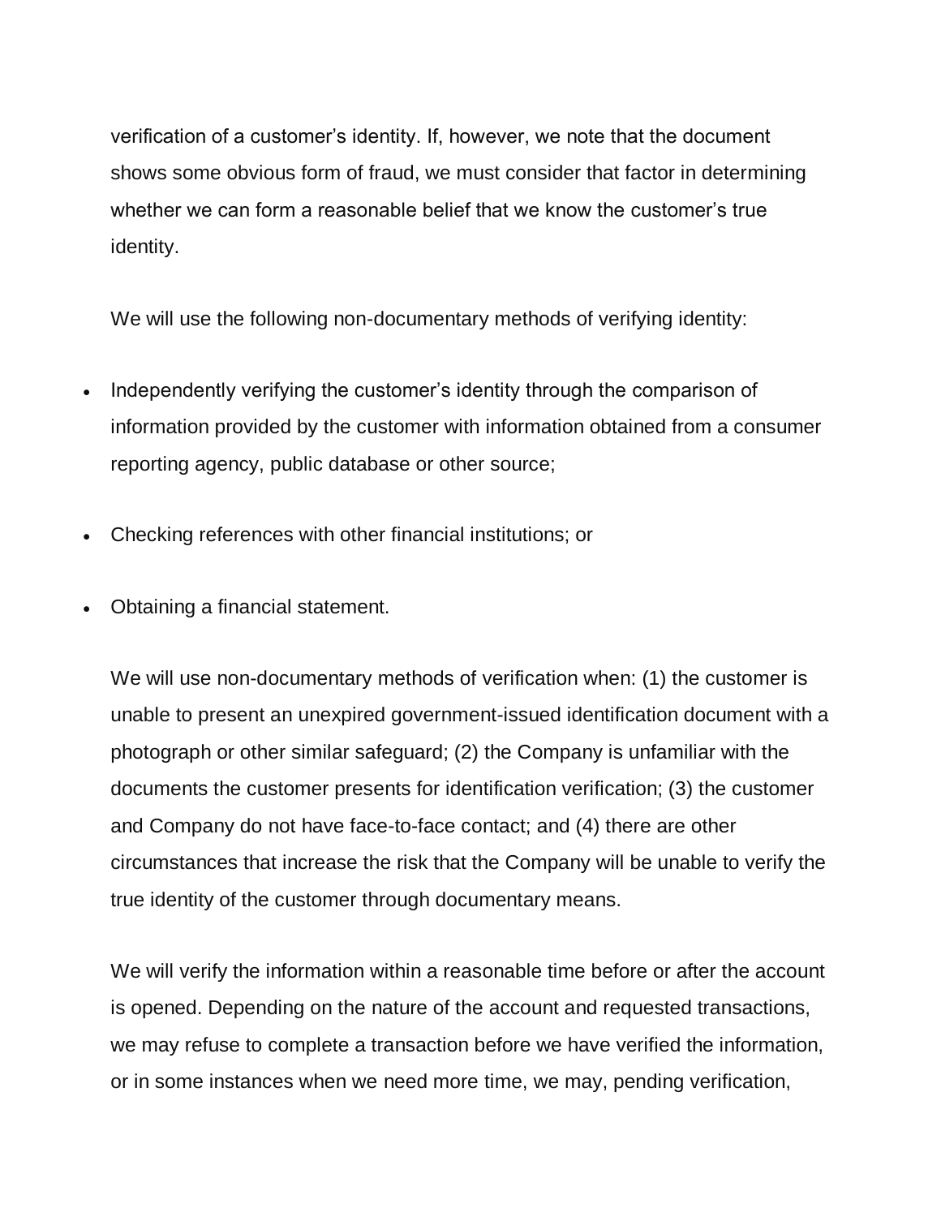verification of a customer's identity. If, however, we note that the document shows some obvious form of fraud, we must consider that factor in determining whether we can form a reasonable belief that we know the customer's true identity.

We will use the following non-documentary methods of verifying identity:

- Independently verifying the customer's identity through the comparison of information provided by the customer with information obtained from a consumer reporting agency, public database or other source;
- Checking references with other financial institutions; or
- Obtaining a financial statement.

We will use non-documentary methods of verification when: (1) the customer is unable to present an unexpired government-issued identification document with a photograph or other similar safeguard; (2) the Company is unfamiliar with the documents the customer presents for identification verification; (3) the customer and Company do not have face-to-face contact; and (4) there are other circumstances that increase the risk that the Company will be unable to verify the true identity of the customer through documentary means.

We will verify the information within a reasonable time before or after the account is opened. Depending on the nature of the account and requested transactions, we may refuse to complete a transaction before we have verified the information, or in some instances when we need more time, we may, pending verification,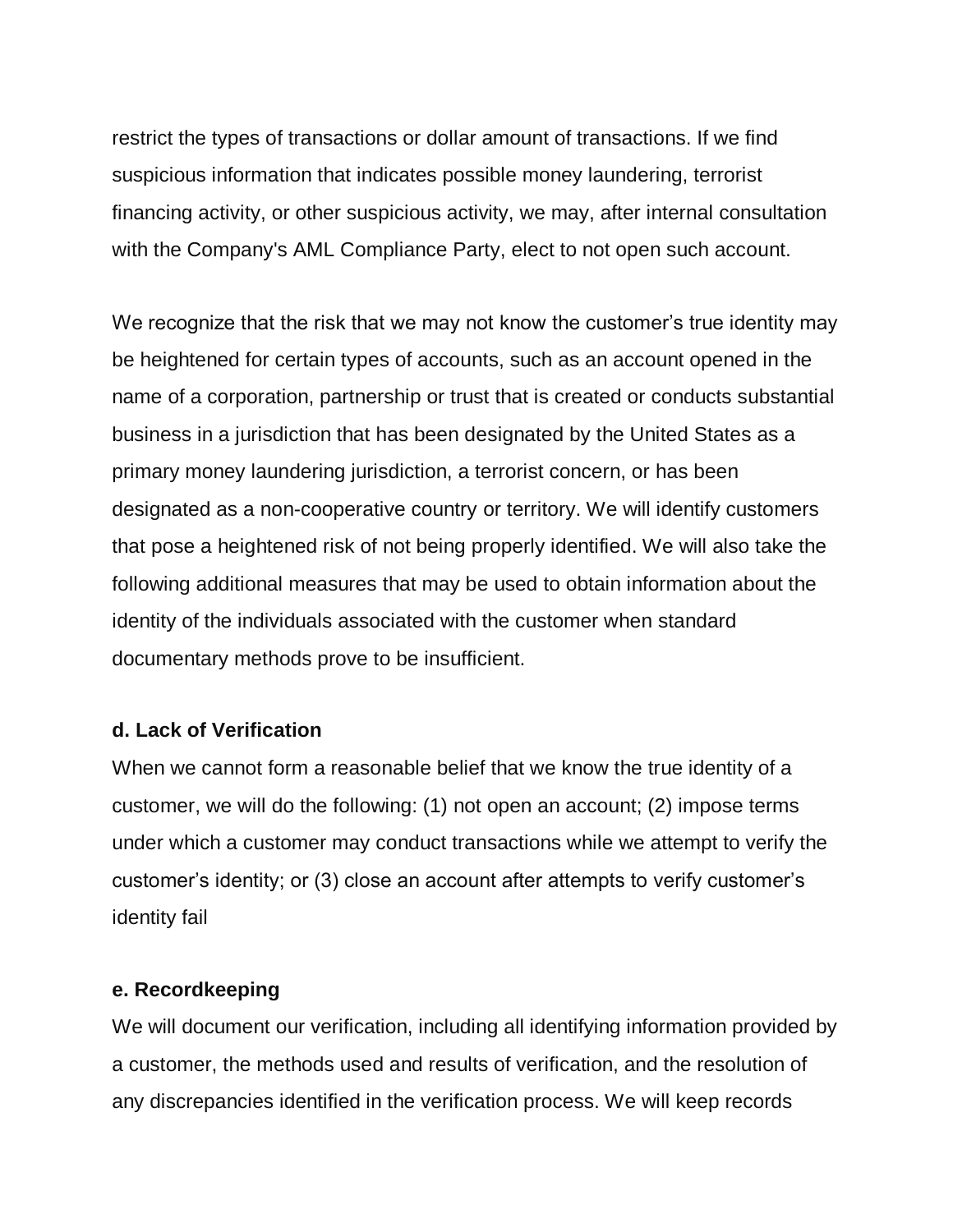restrict the types of transactions or dollar amount of transactions. If we find suspicious information that indicates possible money laundering, terrorist financing activity, or other suspicious activity, we may, after internal consultation with the Company's AML Compliance Party, elect to not open such account.

We recognize that the risk that we may not know the customer’s true identity may be heightened for certain types of accounts, such as an account opened in the name of a corporation, partnership or trust that is created or conducts substantial business in a jurisdiction that has been designated by the United States as a primary money laundering jurisdiction, a terrorist concern, or has been designated as a non-cooperative country or territory. We will identify customers that pose a heightened risk of not being properly identified. We will also take the following additional measures that may be used to obtain information about the identity of the individuals associated with the customer when standard documentary methods prove to be insufficient.

**d. Lack of Verification**

When we cannot form a reasonable belief that we know the true identity of a customer, we will do the following: (1) not open an account; (2) impose terms under which a customer may conduct transactions while we attempt to verify the customer’s identity; or (3) close an account after attempts to verify customer’s identity fail

**e. Recordkeeping**

We will document our verification, including all identifying information provided by a customer, the methods used and results of verification, and the resolution of any discrepancies identified in the verification process. We will keep records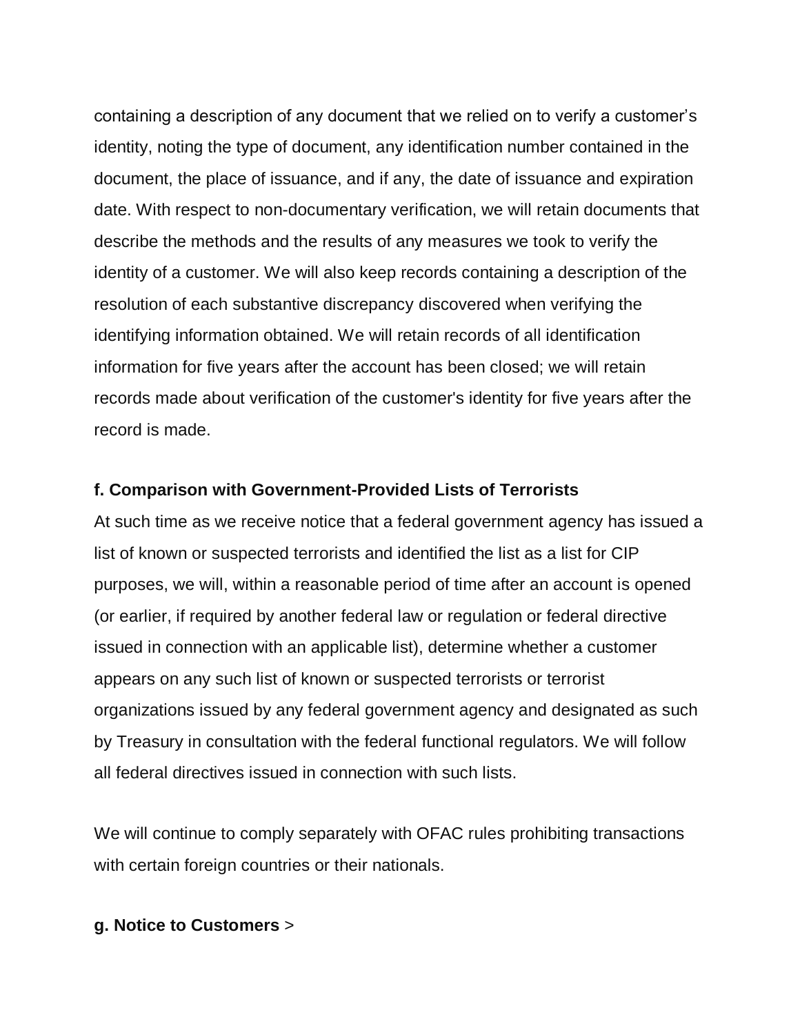containing a description of any document that we relied on to verify a customer's identity, noting the type of document, any identification number contained in the document, the place of issuance, and if any, the date of issuance and expiration date. With respect to non-documentary verification, we will retain documents that describe the methods and the results of any measures we took to verify the identity of a customer. We will also keep records containing a description of the resolution of each substantive discrepancy discovered when verifying the identifying information obtained. We will retain records of all identification information for five years after the account has been closed; we will retain records made about verification of the customer's identity for five years after the record is made.

**f. Comparison with Government-Provided Lists of Terrorists**

At such time as we receive notice that a federal government agency has issued a list of known or suspected terrorists and identified the list as a list for CIP purposes, we will, within a reasonable period of time after an account is opened (or earlier, if required by another federal law or regulation or federal directive issued in connection with an applicable list), determine whether a customer appears on any such list of known or suspected terrorists or terrorist organizations issued by any federal government agency and designated as such by Treasury in consultation with the federal functional regulators. We will follow all federal directives issued in connection with such lists.

We will continue to comply separately with OFAC rules prohibiting transactions with certain foreign countries or their nationals.

**g. Notice to Customers** >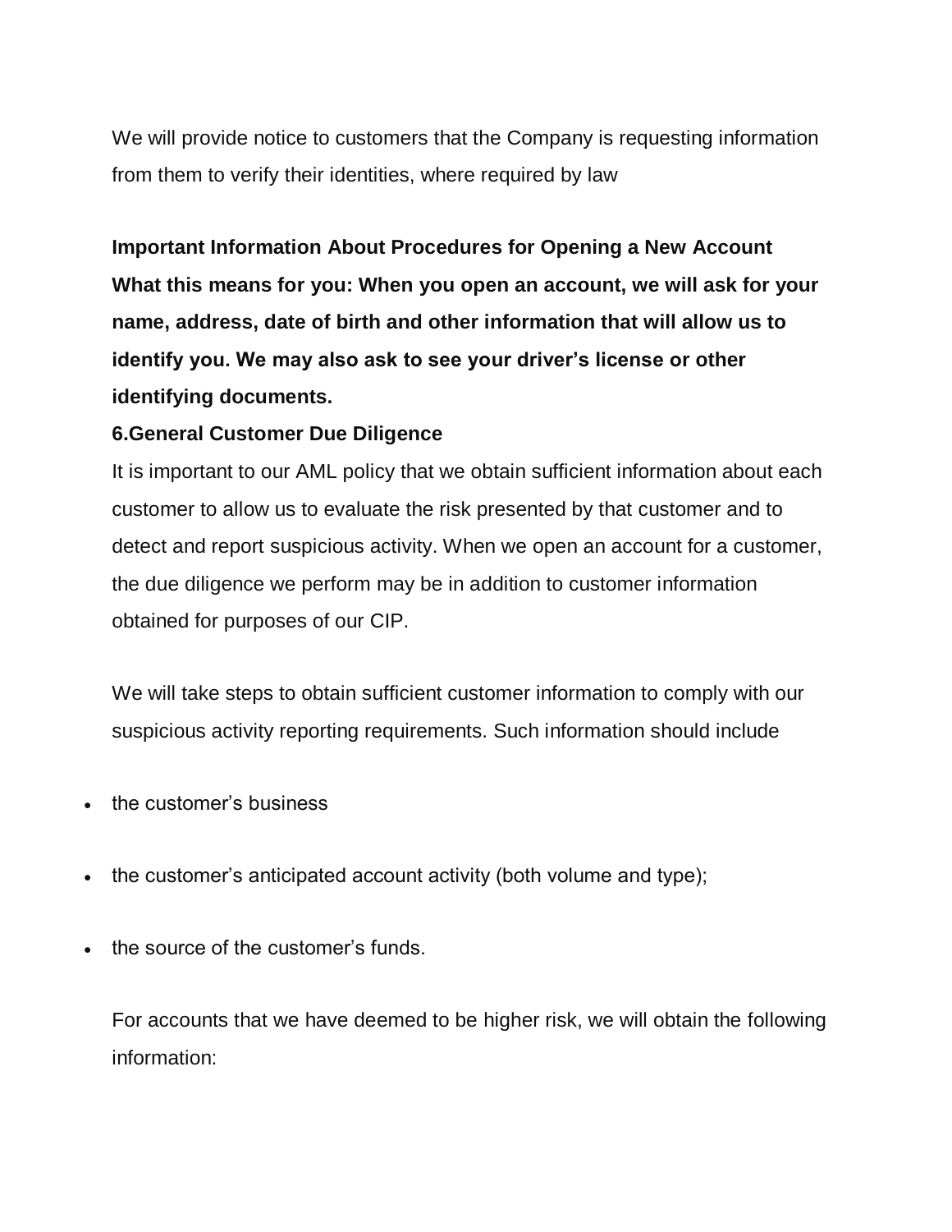We will provide notice to customers that the Company is requesting information from them to verify their identities, where required by law

**Important Information About Procedures for Opening a New Account**
**What this means for you: When you open an account, we will ask for your name, address, date of birth and other information that will allow us to identify you. We may also ask to see your driver's license or other identifying documents.**

### 6.General Customer Due Diligence

It is important to our AML policy that we obtain sufficient information about each customer to allow us to evaluate the risk presented by that customer and to detect and report suspicious activity. When we open an account for a customer, the due diligence we perform may be in addition to customer information obtained for purposes of our CIP.

We will take steps to obtain sufficient customer information to comply with our suspicious activity reporting requirements. Such information should include

- the customer's business
- the customer's anticipated account activity (both volume and type);
- the source of the customer's funds.

For accounts that we have deemed to be higher risk, we will obtain the following information: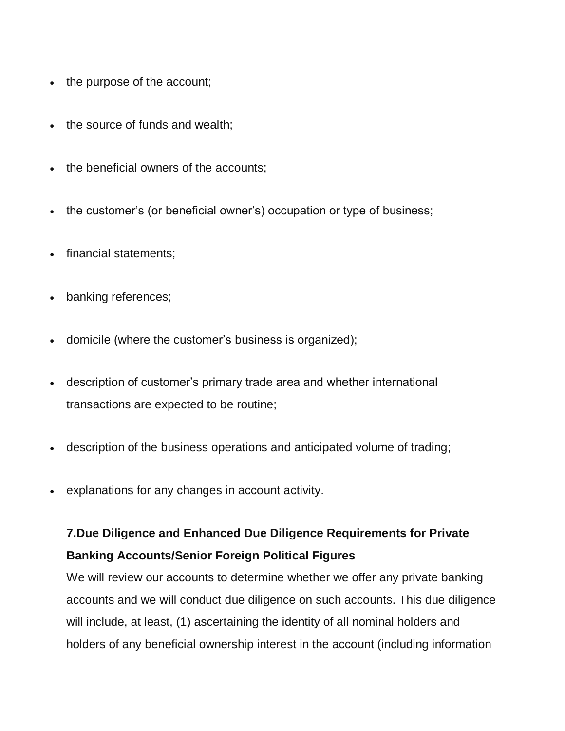- the purpose of the account;
- the source of funds and wealth;
- the beneficial owners of the accounts;
- the customer's (or beneficial owner's) occupation or type of business;
- financial statements;
- banking references;
- domicile (where the customer's business is organized);
- description of customer's primary trade area and whether international transactions are expected to be routine;
- description of the business operations and anticipated volume of trading;
- explanations for any changes in account activity.

### 7.Due Diligence and Enhanced Due Diligence Requirements for Private Banking Accounts/Senior Foreign Political Figures

We will review our accounts to determine whether we offer any private banking accounts and we will conduct due diligence on such accounts. This due diligence will include, at least, (1) ascertaining the identity of all nominal holders and holders of any beneficial ownership interest in the account (including information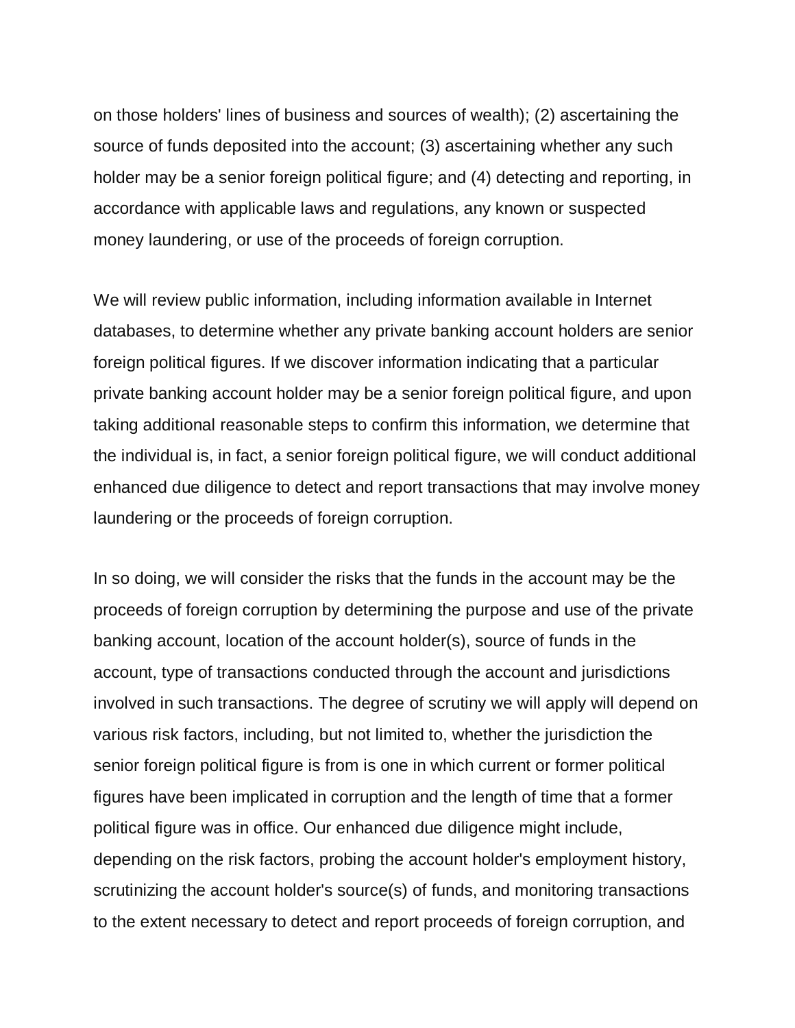on those holders' lines of business and sources of wealth); (2) ascertaining the source of funds deposited into the account; (3) ascertaining whether any such holder may be a senior foreign political figure; and (4) detecting and reporting, in accordance with applicable laws and regulations, any known or suspected money laundering, or use of the proceeds of foreign corruption.

We will review public information, including information available in Internet databases, to determine whether any private banking account holders are senior foreign political figures. If we discover information indicating that a particular private banking account holder may be a senior foreign political figure, and upon taking additional reasonable steps to confirm this information, we determine that the individual is, in fact, a senior foreign political figure, we will conduct additional enhanced due diligence to detect and report transactions that may involve money laundering or the proceeds of foreign corruption.

In so doing, we will consider the risks that the funds in the account may be the proceeds of foreign corruption by determining the purpose and use of the private banking account, location of the account holder(s), source of funds in the account, type of transactions conducted through the account and jurisdictions involved in such transactions. The degree of scrutiny we will apply will depend on various risk factors, including, but not limited to, whether the jurisdiction the senior foreign political figure is from is one in which current or former political figures have been implicated in corruption and the length of time that a former political figure was in office. Our enhanced due diligence might include, depending on the risk factors, probing the account holder's employment history, scrutinizing the account holder's source(s) of funds, and monitoring transactions to the extent necessary to detect and report proceeds of foreign corruption, and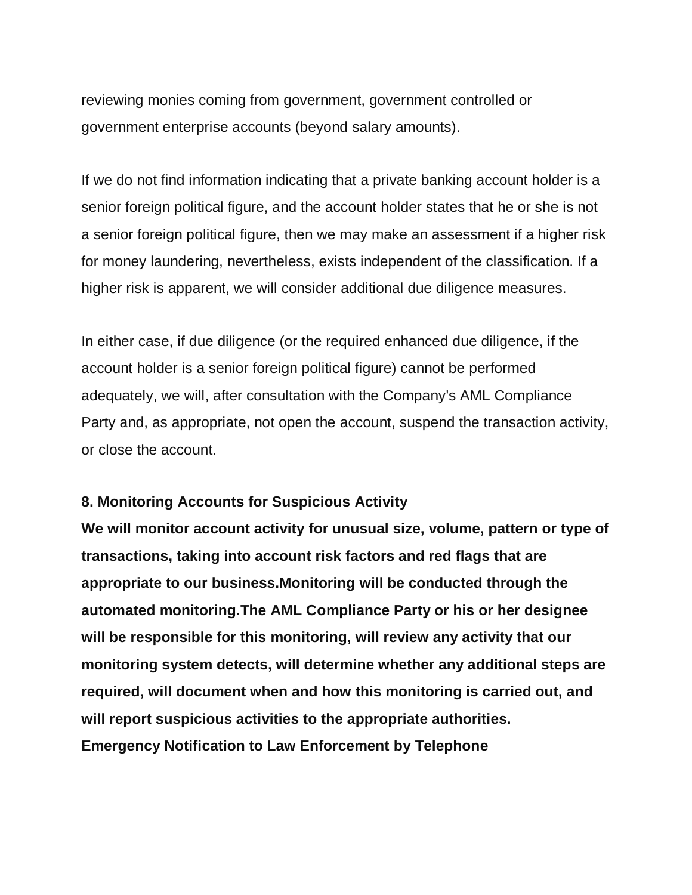reviewing monies coming from government, government controlled or government enterprise accounts (beyond salary amounts).

If we do not find information indicating that a private banking account holder is a senior foreign political figure, and the account holder states that he or she is not a senior foreign political figure, then we may make an assessment if a higher risk for money laundering, nevertheless, exists independent of the classification. If a higher risk is apparent, we will consider additional due diligence measures.

In either case, if due diligence (or the required enhanced due diligence, if the account holder is a senior foreign political figure) cannot be performed adequately, we will, after consultation with the Company's AML Compliance Party and, as appropriate, not open the account, suspend the transaction activity, or close the account.

**8. Monitoring Accounts for Suspicious Activity**

**We will monitor account activity for unusual size, volume, pattern or type of transactions, taking into account risk factors and red flags that are appropriate to our business.Monitoring will be conducted through the automated monitoring.The AML Compliance Party or his or her designee will be responsible for this monitoring, will review any activity that our monitoring system detects, will determine whether any additional steps are required, will document when and how this monitoring is carried out, and will report suspicious activities to the appropriate authorities.**

**Emergency Notification to Law Enforcement by Telephone**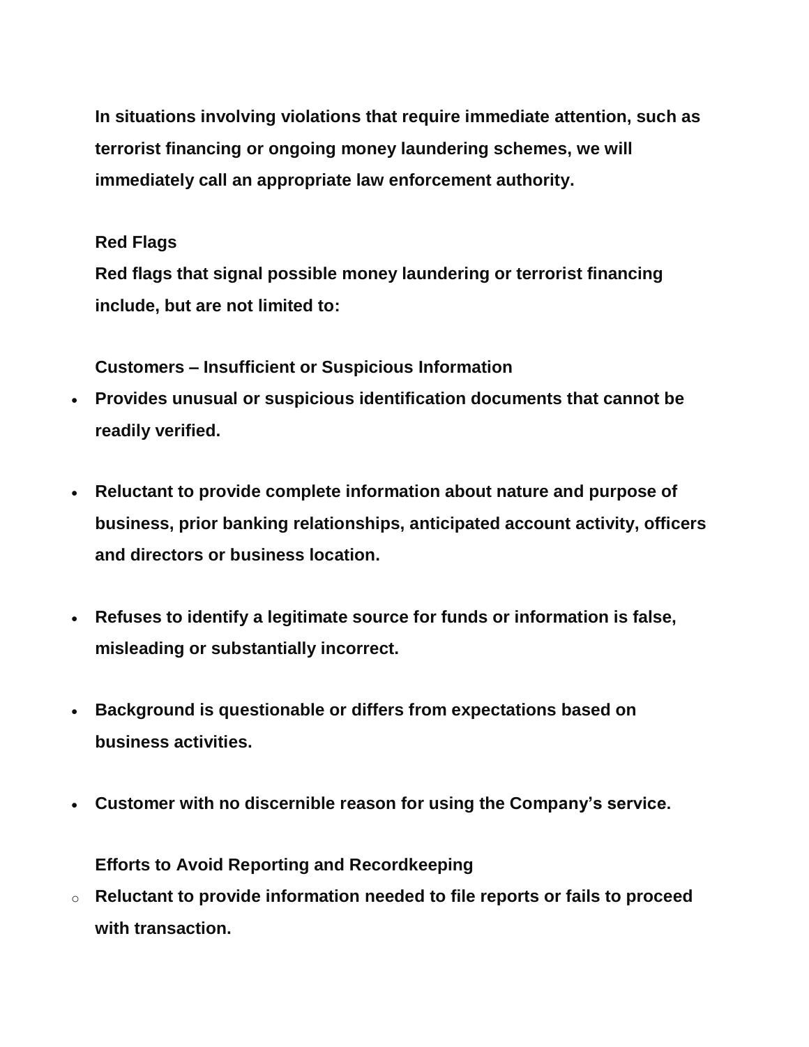**In situations involving violations that require immediate attention, such as terrorist financing or ongoing money laundering schemes, we will immediately call an appropriate law enforcement authority.**

**Red Flags**

**Red flags that signal possible money laundering or terrorist financing include, but are not limited to:**

**Customers – Insufficient or Suspicious Information**

- **Provides unusual or suspicious identification documents that cannot be readily verified.**

- **Reluctant to provide complete information about nature and purpose of business, prior banking relationships, anticipated account activity, officers and directors or business location.**

- **Refuses to identify a legitimate source for funds or information is false, misleading or substantially incorrect.**

- **Background is questionable or differs from expectations based on business activities.**

- **Customer with no discernible reason for using the Company's service.**

**Efforts to Avoid Reporting and Recordkeeping**

- **Reluctant to provide information needed to file reports or fails to proceed with transaction.**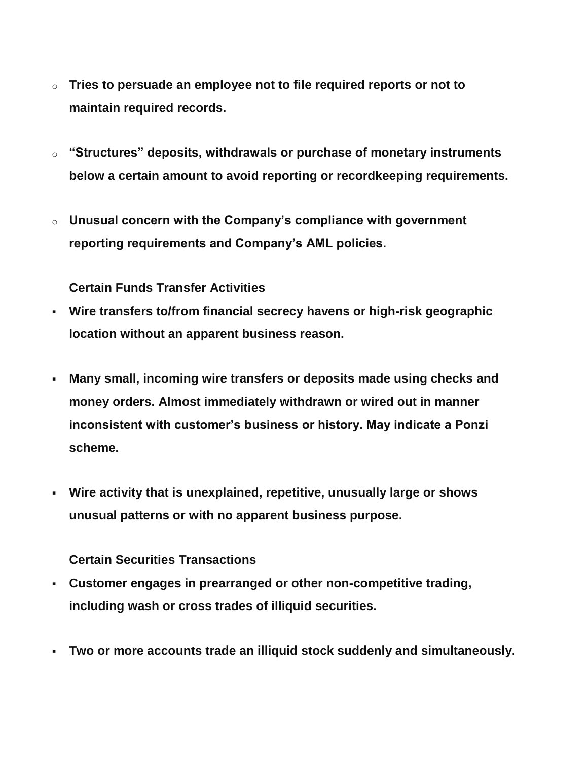- **Tries to persuade an employee not to file required reports or not to maintain required records.**

- **"Structures" deposits, withdrawals or purchase of monetary instruments below a certain amount to avoid reporting or recordkeeping requirements.**

- **Unusual concern with the Company's compliance with government reporting requirements and Company's AML policies.**

**Certain Funds Transfer Activities**

- **Wire transfers to/from financial secrecy havens or high-risk geographic location without an apparent business reason.**

- **Many small, incoming wire transfers or deposits made using checks and money orders. Almost immediately withdrawn or wired out in manner inconsistent with customer's business or history. May indicate a Ponzi scheme.**

- **Wire activity that is unexplained, repetitive, unusually large or shows unusual patterns or with no apparent business purpose.**

**Certain Securities Transactions**

- **Customer engages in prearranged or other non-competitive trading, including wash or cross trades of illiquid securities.**

- **Two or more accounts trade an illiquid stock suddenly and simultaneously.**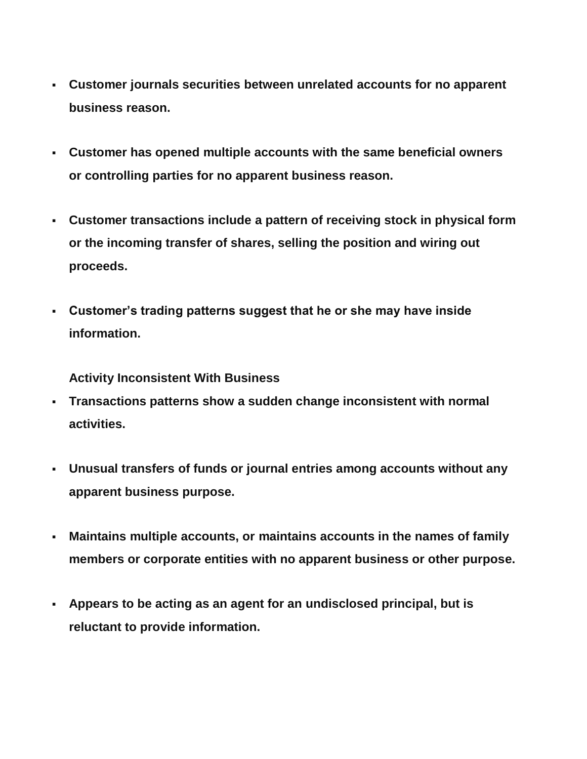- **Customer journals securities between unrelated accounts for no apparent business reason.**

- **Customer has opened multiple accounts with the same beneficial owners or controlling parties for no apparent business reason.**

- **Customer transactions include a pattern of receiving stock in physical form or the incoming transfer of shares, selling the position and wiring out proceeds.**

- **Customer's trading patterns suggest that he or she may have inside information.**

**Activity Inconsistent With Business**

- **Transactions patterns show a sudden change inconsistent with normal activities.**

- **Unusual transfers of funds or journal entries among accounts without any apparent business purpose.**

- **Maintains multiple accounts, or maintains accounts in the names of family members or corporate entities with no apparent business or other purpose.**

- **Appears to be acting as an agent for an undisclosed principal, but is reluctant to provide information.**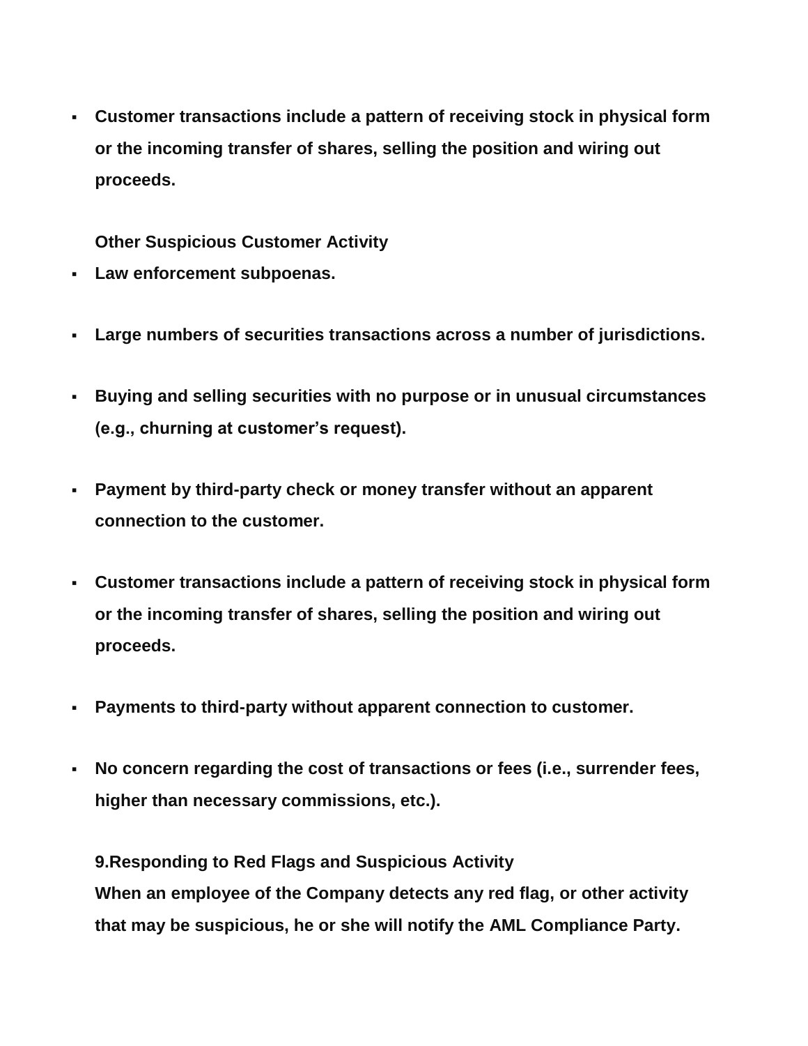- **Customer transactions include a pattern of receiving stock in physical form or the incoming transfer of shares, selling the position and wiring out proceeds.**

**Other Suspicious Customer Activity**

- **Law enforcement subpoenas.**
- **Large numbers of securities transactions across a number of jurisdictions.**
- **Buying and selling securities with no purpose or in unusual circumstances (e.g., churning at customer's request).**
- **Payment by third-party check or money transfer without an apparent connection to the customer.**
- **Customer transactions include a pattern of receiving stock in physical form or the incoming transfer of shares, selling the position and wiring out proceeds.**
- **Payments to third-party without apparent connection to customer.**
- **No concern regarding the cost of transactions or fees (i.e., surrender fees, higher than necessary commissions, etc.).**

**9.Responding to Red Flags and Suspicious Activity**

**When an employee of the Company detects any red flag, or other activity that may be suspicious, he or she will notify the AML Compliance Party.**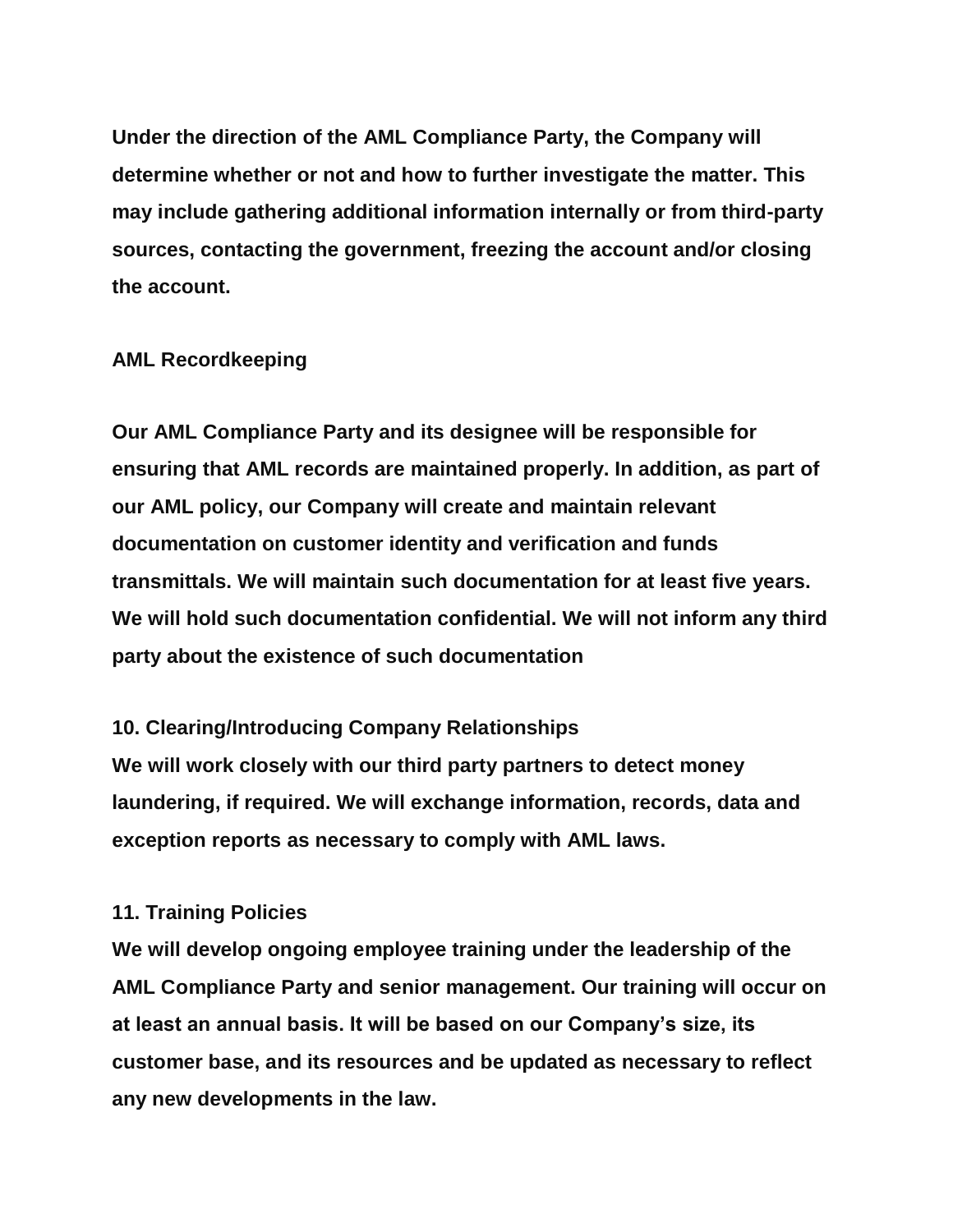**Under the direction of the AML Compliance Party, the Company will determine whether or not and how to further investigate the matter. This may include gathering additional information internally or from third-party sources, contacting the government, freezing the account and/or closing the account.**

**AML Recordkeeping**

**Our AML Compliance Party and its designee will be responsible for ensuring that AML records are maintained properly. In addition, as part of our AML policy, our Company will create and maintain relevant documentation on customer identity and verification and funds transmittals. We will maintain such documentation for at least five years. We will hold such documentation confidential. We will not inform any third party about the existence of such documentation**

**10. Clearing/Introducing Company Relationships**

**We will work closely with our third party partners to detect money laundering, if required. We will exchange information, records, data and exception reports as necessary to comply with AML laws.**

**11. Training Policies**

**We will develop ongoing employee training under the leadership of the AML Compliance Party and senior management. Our training will occur on at least an annual basis. It will be based on our Company's size, its customer base, and its resources and be updated as necessary to reflect any new developments in the law.**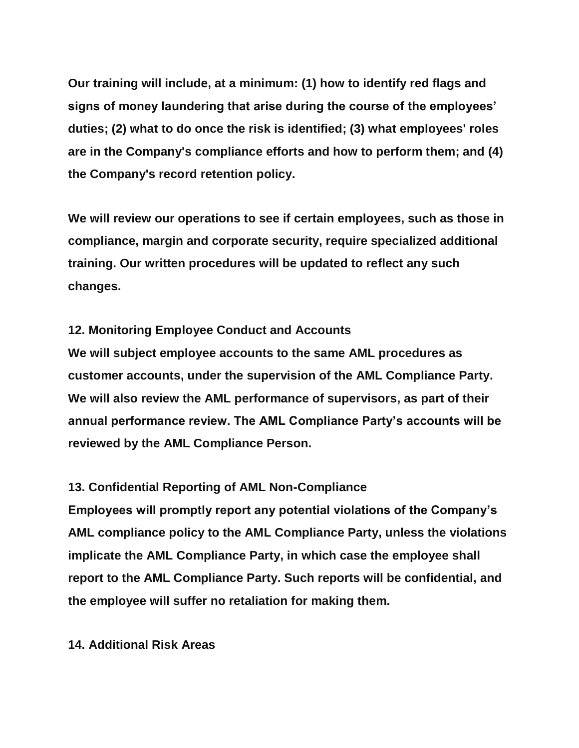**Our training will include, at a minimum: (1) how to identify red flags and signs of money laundering that arise during the course of the employees' duties; (2) what to do once the risk is identified; (3) what employees' roles are in the Company's compliance efforts and how to perform them; and (4) the Company's record retention policy.**

**We will review our operations to see if certain employees, such as those in compliance, margin and corporate security, require specialized additional training. Our written procedures will be updated to reflect any such changes.**

## 12. Monitoring Employee Conduct and Accounts

**We will subject employee accounts to the same AML procedures as customer accounts, under the supervision of the AML Compliance Party. We will also review the AML performance of supervisors, as part of their annual performance review. The AML Compliance Party's accounts will be reviewed by the AML Compliance Person.**

## 13. Confidential Reporting of AML Non-Compliance

**Employees will promptly report any potential violations of the Company's AML compliance policy to the AML Compliance Party, unless the violations implicate the AML Compliance Party, in which case the employee shall report to the AML Compliance Party. Such reports will be confidential, and the employee will suffer no retaliation for making them.**

## 14. Additional Risk Areas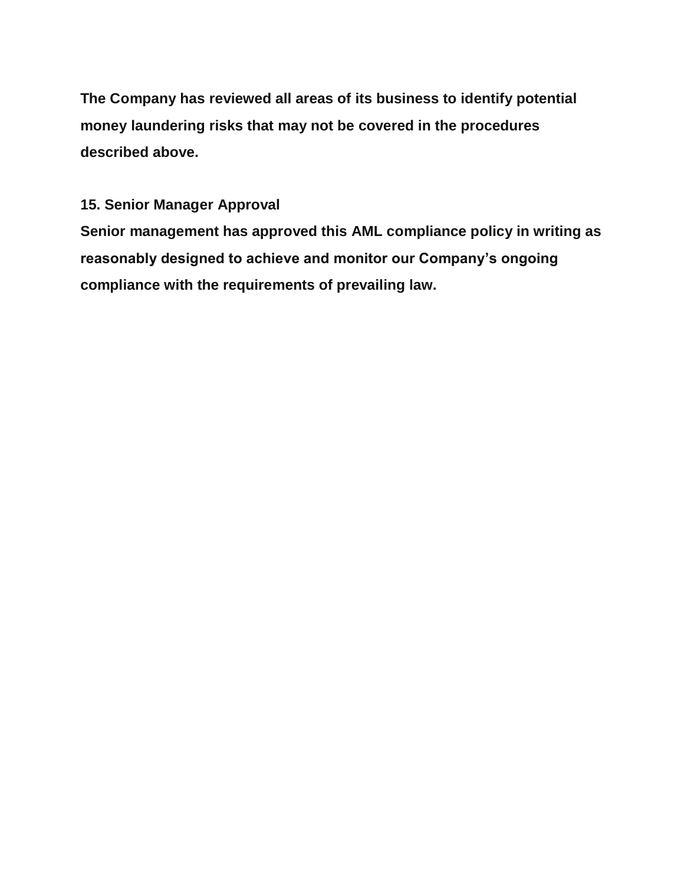**The Company has reviewed all areas of its business to identify potential money laundering risks that may not be covered in the procedures described above.**

## 15. Senior Manager Approval

**Senior management has approved this AML compliance policy in writing as reasonably designed to achieve and monitor our Company's ongoing compliance with the requirements of prevailing law.**